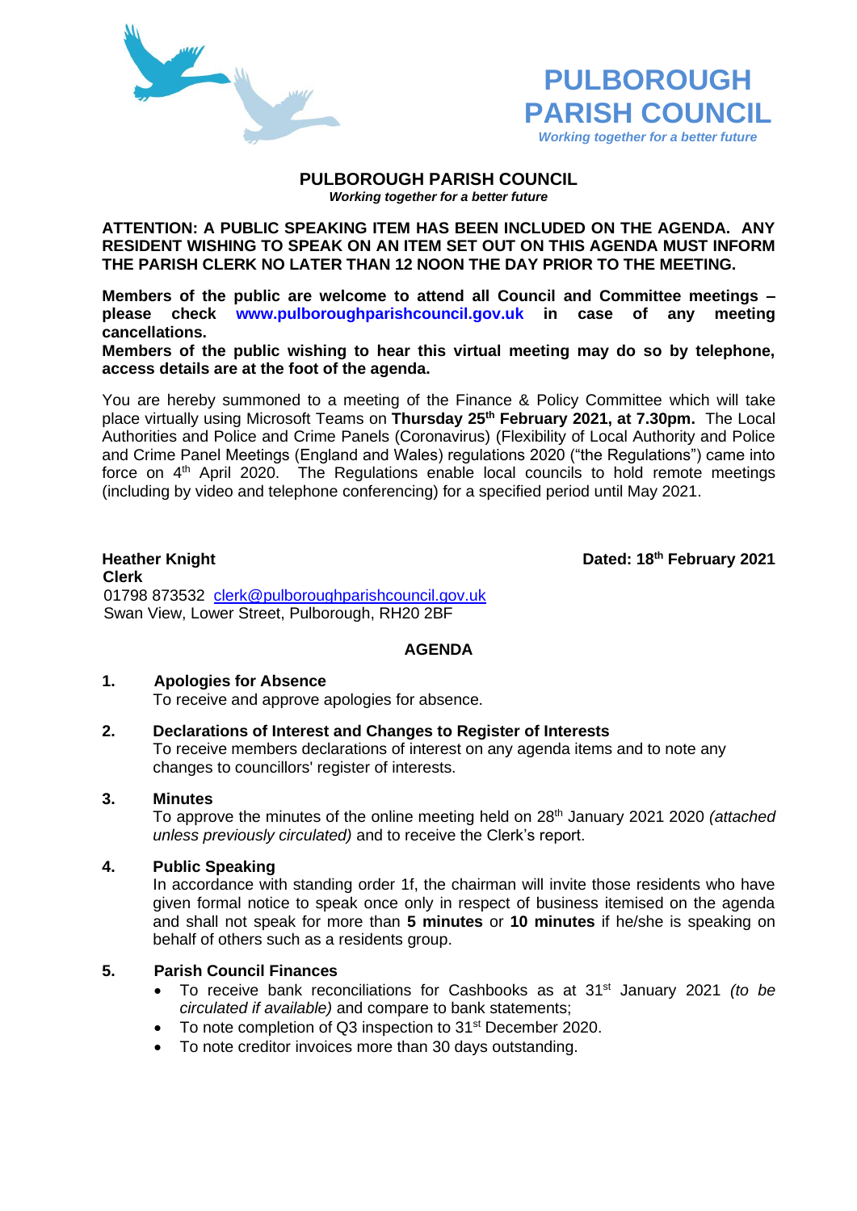# PULBOROUGH PARISH COUNCIL

*Working together for a better future*

## PULBOROUGH PARISH COUNCIL

***Working together for a better future***

**ATTENTION: A PUBLIC SPEAKING ITEM HAS BEEN INCLUDED ON THE AGENDA. ANY RESIDENT WISHING TO SPEAK ON AN ITEM SET OUT ON THIS AGENDA MUST INFORM THE PARISH CLERK NO LATER THAN 12 NOON THE DAY PRIOR TO THE MEETING.**

**Members of the public are welcome to attend all Council and Committee meetings – please check www.pulboroughparishcouncil.gov.uk in case of any meeting cancellations.**

**Members of the public wishing to hear this virtual meeting may do so by telephone, access details are at the foot of the agenda.**

You are hereby summoned to a meeting of the Finance & Policy Committee which will take place virtually using Microsoft Teams on **Thursday 25th February 2021, at 7.30pm.** The Local Authorities and Police and Crime Panels (Coronavirus) (Flexibility of Local Authority and Police and Crime Panel Meetings (England and Wales) regulations 2020 ("the Regulations") came into force on 4th April 2020. The Regulations enable local councils to hold remote meetings (including by video and telephone conferencing) for a specified period until May 2021.

**Heather Knight**
**Clerk**
01798 873532 clerk@pulboroughparishcouncil.gov.uk
Swan View, Lower Street, Pulborough, RH20 2BF

**Dated: 18th February 2021**

## AGENDA

**1. Apologies for Absence**
To receive and approve apologies for absence.

**2. Declarations of Interest and Changes to Register of Interests**
To receive members declarations of interest on any agenda items and to note any changes to councillors' register of interests.

**3. Minutes**
To approve the minutes of the online meeting held on 28th January 2021 2020 *(attached unless previously circulated)* and to receive the Clerk's report.

**4. Public Speaking**
In accordance with standing order 1f, the chairman will invite those residents who have given formal notice to speak once only in respect of business itemised on the agenda and shall not speak for more than **5 minutes** or **10 minutes** if he/she is speaking on behalf of others such as a residents group.

**5. Parish Council Finances**

- To receive bank reconciliations for Cashbooks as at 31st January 2021 *(to be circulated if available)* and compare to bank statements;
- To note completion of Q3 inspection to 31st December 2020.
- To note creditor invoices more than 30 days outstanding.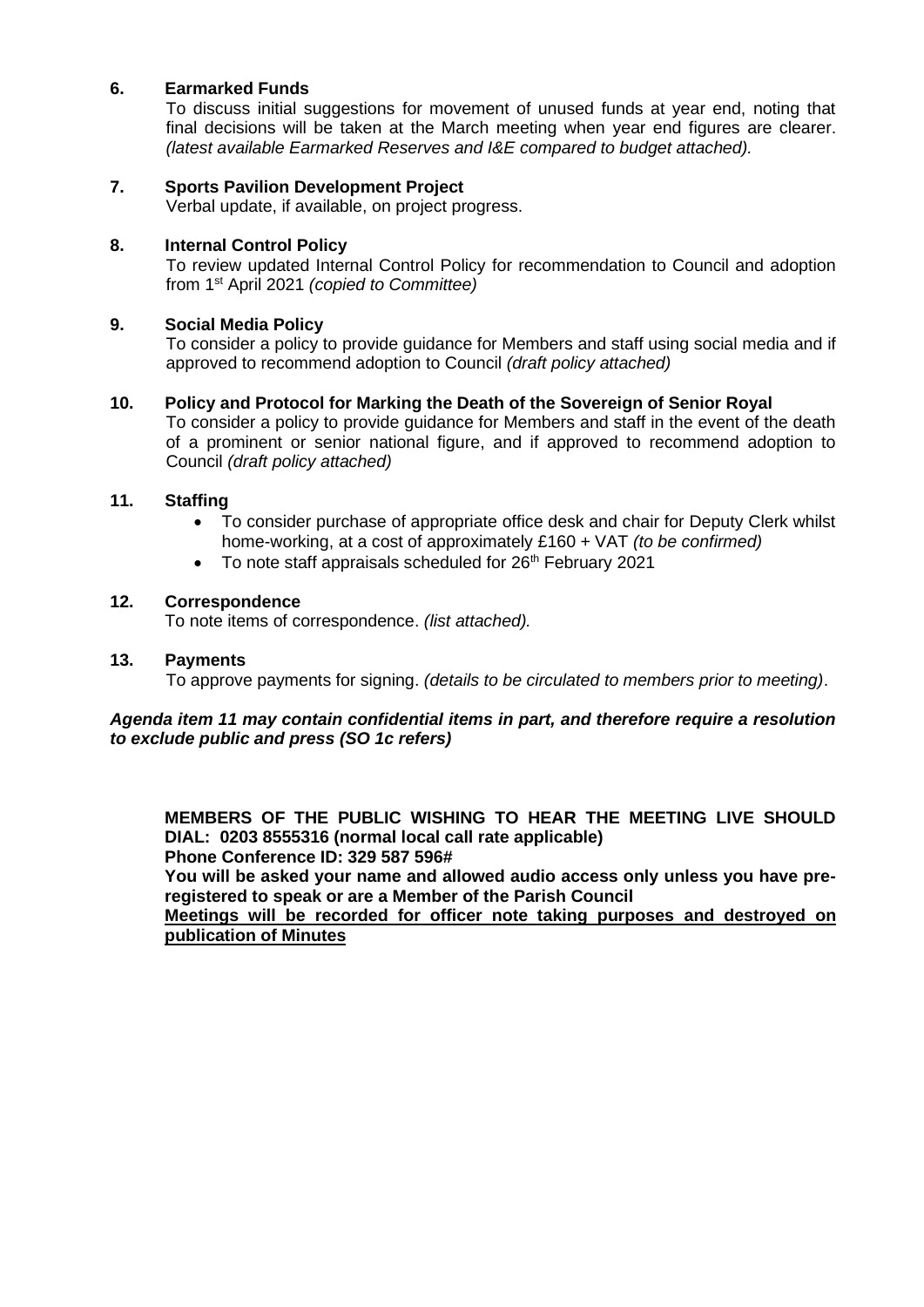**6. Earmarked Funds**

To discuss initial suggestions for movement of unused funds at year end, noting that final decisions will be taken at the March meeting when year end figures are clearer. *(latest available Earmarked Reserves and I&E compared to budget attached).*

**7. Sports Pavilion Development Project**

Verbal update, if available, on project progress.

**8. Internal Control Policy**

To review updated Internal Control Policy for recommendation to Council and adoption from 1st April 2021 *(copied to Committee)*

**9. Social Media Policy**

To consider a policy to provide guidance for Members and staff using social media and if approved to recommend adoption to Council *(draft policy attached)*

**10. Policy and Protocol for Marking the Death of the Sovereign of Senior Royal**

To consider a policy to provide guidance for Members and staff in the event of the death of a prominent or senior national figure, and if approved to recommend adoption to Council *(draft policy attached)*

**11. Staffing**

- To consider purchase of appropriate office desk and chair for Deputy Clerk whilst home-working, at a cost of approximately £160 + VAT *(to be confirmed)*
- To note staff appraisals scheduled for 26th February 2021

**12. Correspondence**

To note items of correspondence. *(list attached).*

**13. Payments**

To approve payments for signing. *(details to be circulated to members prior to meeting)*.

***Agenda item 11 may contain confidential items in part, and therefore require a resolution to exclude public and press (SO 1c refers)***

**MEMBERS OF THE PUBLIC WISHING TO HEAR THE MEETING LIVE SHOULD DIAL: 0203 8555316 (normal local call rate applicable)**
**Phone Conference ID: 329 587 596#**
**You will be asked your name and allowed audio access only unless you have pre-registered to speak or are a Member of the Parish Council**
**<u>Meetings will be recorded for officer note taking purposes and destroyed on publication of Minutes</u>**